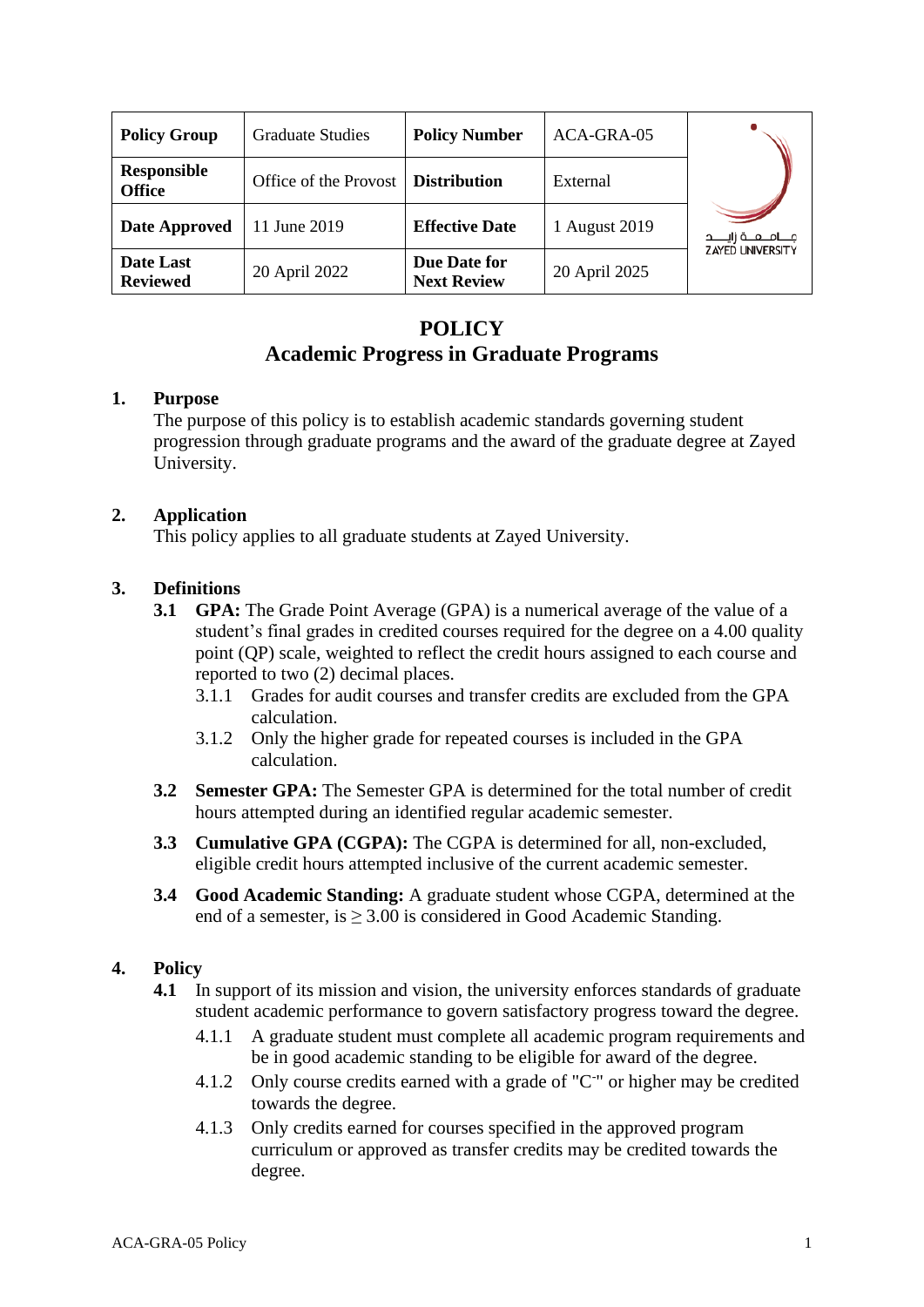| Policy Group | Graduate Studies | Policy Number | ACA-GRA-05 |
|---|---|---|---|
| Responsible Office | Office of the Provost | Distribution | External |
| Date Approved | 11 June 2019 | Effective Date | 1 August 2019 |
| Date Last Reviewed | 20 April 2022 | Due Date for Next Review | 20 April 2025 |

# POLICY
# Academic Progress in Graduate Programs

## 1. Purpose

The purpose of this policy is to establish academic standards governing student progression through graduate programs and the award of the graduate degree at Zayed University.

## 2. Application

This policy applies to all graduate students at Zayed University.

## 3. Definitions

**3.1 GPA:** The Grade Point Average (GPA) is a numerical average of the value of a student's final grades in credited courses required for the degree on a 4.00 quality point (QP) scale, weighted to reflect the credit hours assigned to each course and reported to two (2) decimal places.

- 3.1.1 Grades for audit courses and transfer credits are excluded from the GPA calculation.
- 3.1.2 Only the higher grade for repeated courses is included in the GPA calculation.

**3.2 Semester GPA:** The Semester GPA is determined for the total number of credit hours attempted during an identified regular academic semester.

**3.3 Cumulative GPA (CGPA):** The CGPA is determined for all, non-excluded, eligible credit hours attempted inclusive of the current academic semester.

**3.4 Good Academic Standing:** A graduate student whose CGPA, determined at the end of a semester, is $\geq 3.00$ is considered in Good Academic Standing.

## 4. Policy

**4.1** In support of its mission and vision, the university enforces standards of graduate student academic performance to govern satisfactory progress toward the degree.

- 4.1.1 A graduate student must complete all academic program requirements and be in good academic standing to be eligible for award of the degree.
- 4.1.2 Only course credits earned with a grade of "C-" or higher may be credited towards the degree.
- 4.1.3 Only credits earned for courses specified in the approved program curriculum or approved as transfer credits may be credited towards the degree.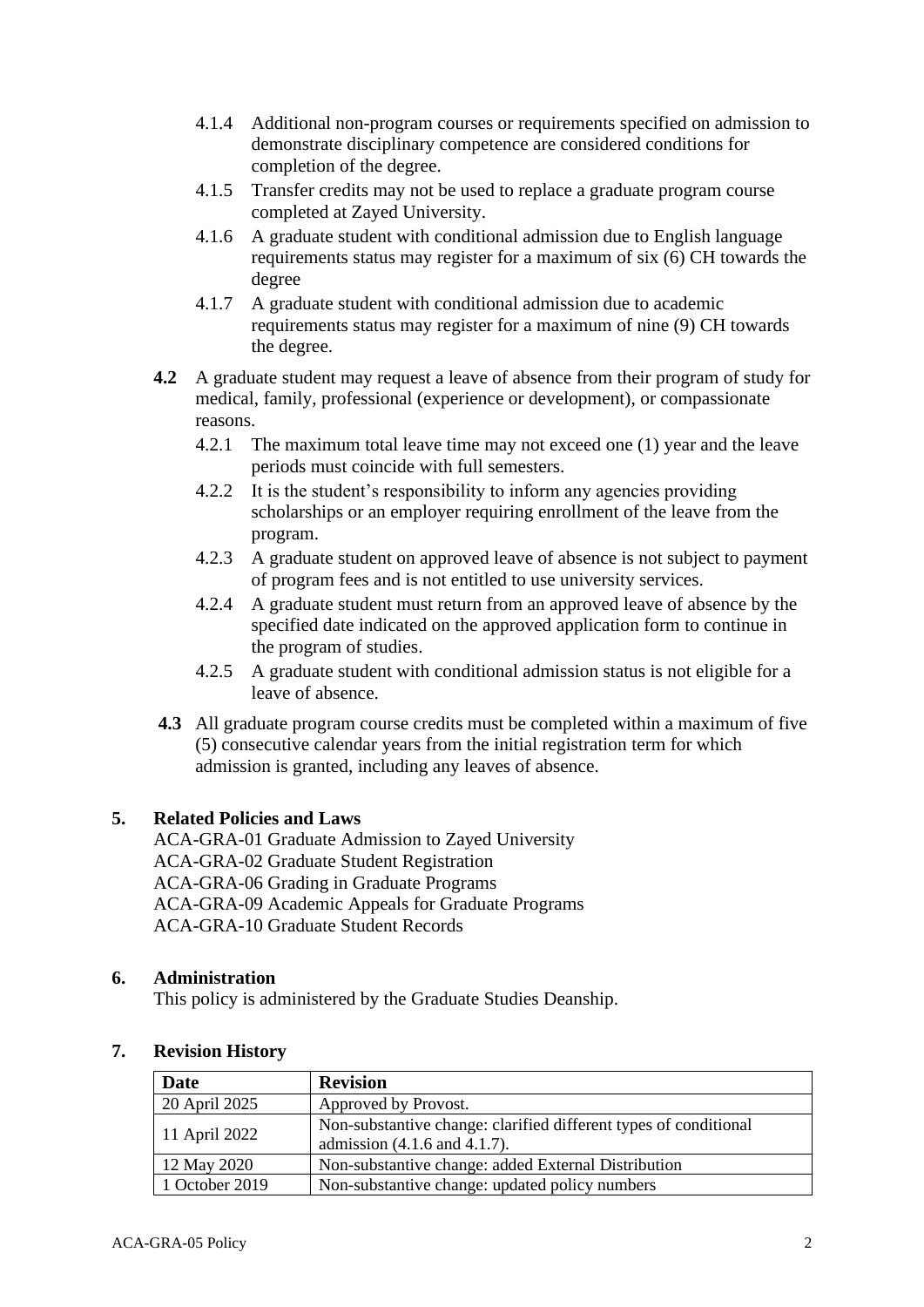4.1.4 Additional non-program courses or requirements specified on admission to demonstrate disciplinary competence are considered conditions for completion of the degree.

4.1.5 Transfer credits may not be used to replace a graduate program course completed at Zayed University.

4.1.6 A graduate student with conditional admission due to English language requirements status may register for a maximum of six (6) CH towards the degree

4.1.7 A graduate student with conditional admission due to academic requirements status may register for a maximum of nine (9) CH towards the degree.

**4.2** A graduate student may request a leave of absence from their program of study for medical, family, professional (experience or development), or compassionate reasons.

4.2.1 The maximum total leave time may not exceed one (1) year and the leave periods must coincide with full semesters.

4.2.2 It is the student's responsibility to inform any agencies providing scholarships or an employer requiring enrollment of the leave from the program.

4.2.3 A graduate student on approved leave of absence is not subject to payment of program fees and is not entitled to use university services.

4.2.4 A graduate student must return from an approved leave of absence by the specified date indicated on the approved application form to continue in the program of studies.

4.2.5 A graduate student with conditional admission status is not eligible for a leave of absence.

**4.3** All graduate program course credits must be completed within a maximum of five (5) consecutive calendar years from the initial registration term for which admission is granted, including any leaves of absence.

## 5. Related Policies and Laws

ACA-GRA-01 Graduate Admission to Zayed University
ACA-GRA-02 Graduate Student Registration
ACA-GRA-06 Grading in Graduate Programs
ACA-GRA-09 Academic Appeals for Graduate Programs
ACA-GRA-10 Graduate Student Records

## 6. Administration

This policy is administered by the Graduate Studies Deanship.

## 7. Revision History

| Date | Revision |
|---|---|
| 20 April 2025 | Approved by Provost. |
| 11 April 2022 | Non-substantive change: clarified different types of conditional admission (4.1.6 and 4.1.7). |
| 12 May 2020 | Non-substantive change: added External Distribution |
| 1 October 2019 | Non-substantive change: updated policy numbers |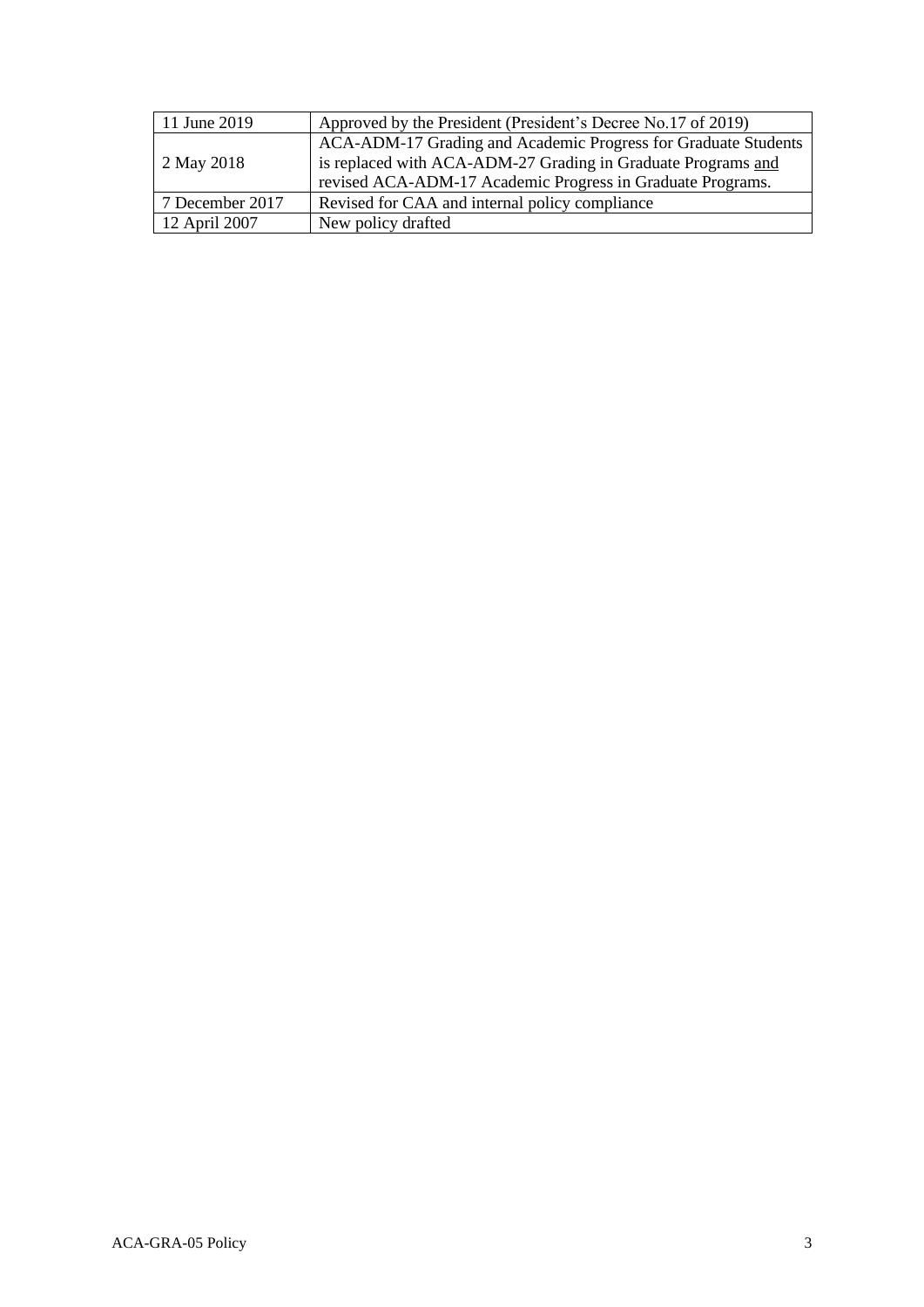| | |
|---|---|
| 11 June 2019 | Approved by the President (President's Decree No.17 of 2019) |
| 2 May 2018 | ACA-ADM-17 Grading and Academic Progress for Graduate Students is replaced with ACA-ADM-27 Grading in Graduate Programs and revised ACA-ADM-17 Academic Progress in Graduate Programs. |
| 7 December 2017 | Revised for CAA and internal policy compliance |
| 12 April 2007 | New policy drafted |